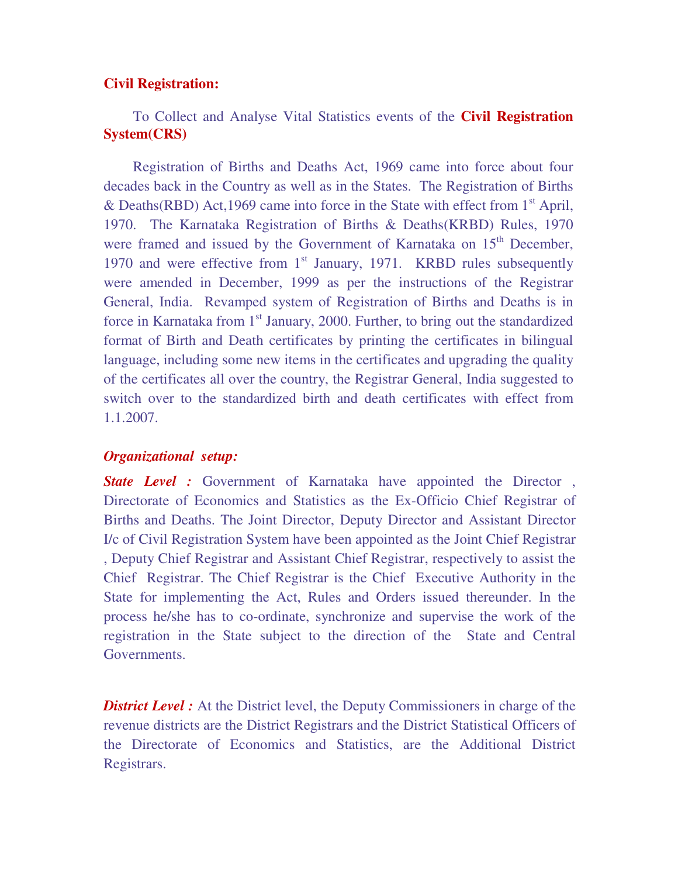**Civil Registration:**

To Collect and Analyse Vital Statistics events of the **Civil Registration System(CRS)**

Registration of Births and Deaths Act, 1969 came into force about four decades back in the Country as well as in the States. The Registration of Births & Deaths(RBD) Act,1969 came into force in the State with effect from 1st April, 1970. The Karnataka Registration of Births & Deaths(KRBD) Rules, 1970 were framed and issued by the Government of Karnataka on 15th December, 1970 and were effective from 1st January, 1971. KRBD rules subsequently were amended in December, 1999 as per the instructions of the Registrar General, India. Revamped system of Registration of Births and Deaths is in force in Karnataka from 1st January, 2000. Further, to bring out the standardized format of Birth and Death certificates by printing the certificates in bilingual language, including some new items in the certificates and upgrading the quality of the certificates all over the country, the Registrar General, India suggested to switch over to the standardized birth and death certificates with effect from 1.1.2007.

***Organizational setup:***

***State Level :*** Government of Karnataka have appointed the Director , Directorate of Economics and Statistics as the Ex-Officio Chief Registrar of Births and Deaths. The Joint Director, Deputy Director and Assistant Director I/c of Civil Registration System have been appointed as the Joint Chief Registrar , Deputy Chief Registrar and Assistant Chief Registrar, respectively to assist the Chief Registrar. The Chief Registrar is the Chief Executive Authority in the State for implementing the Act, Rules and Orders issued thereunder. In the process he/she has to co-ordinate, synchronize and supervise the work of the registration in the State subject to the direction of the State and Central Governments.

***District Level :*** At the District level, the Deputy Commissioners in charge of the revenue districts are the District Registrars and the District Statistical Officers of the Directorate of Economics and Statistics, are the Additional District Registrars.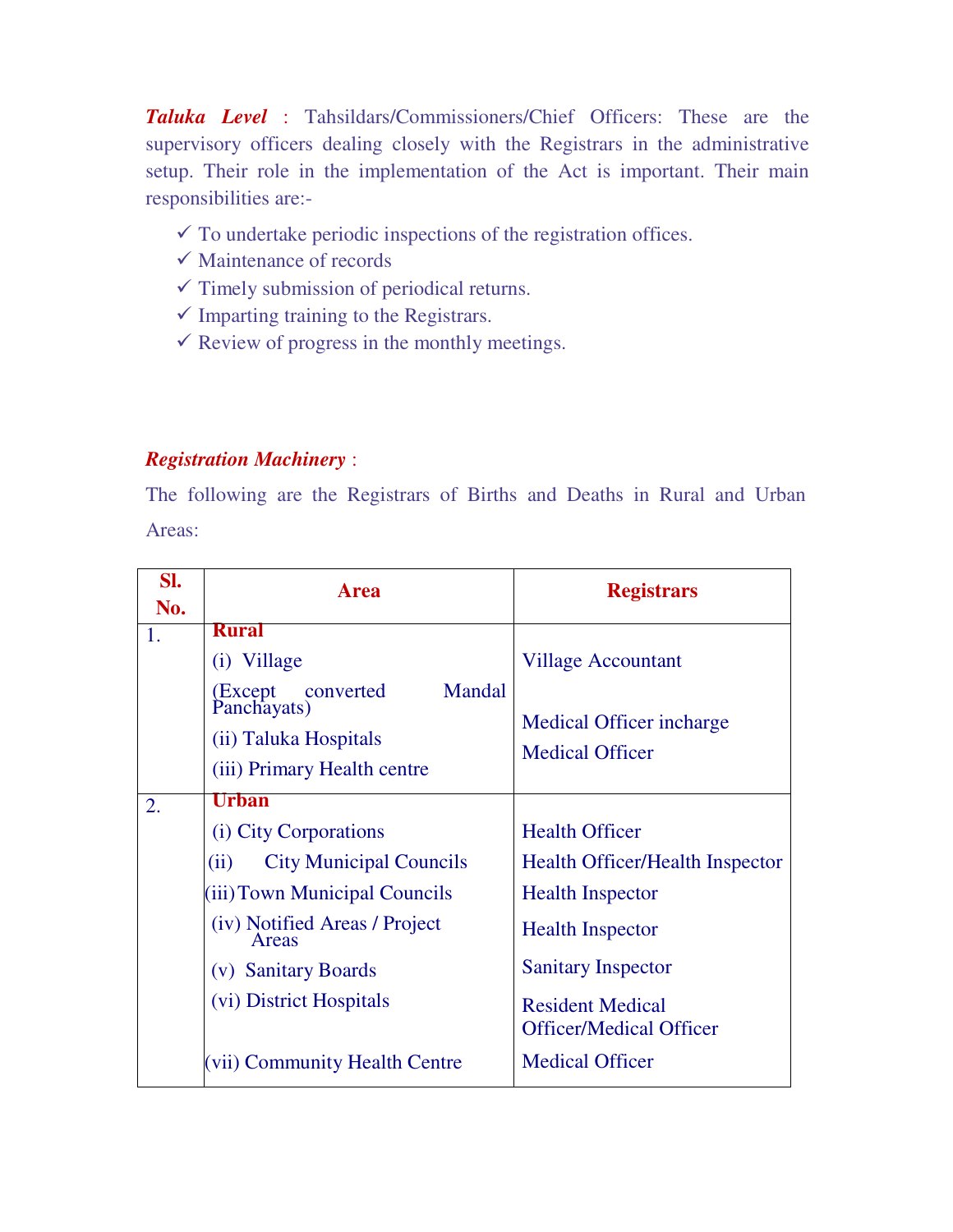***Taluka Level*** : Tahsildars/Commissioners/Chief Officers: These are the supervisory officers dealing closely with the Registrars in the administrative setup. Their role in the implementation of the Act is important. Their main responsibilities are:-

- ✓ To undertake periodic inspections of the registration offices.
- ✓ Maintenance of records
- ✓ Timely submission of periodical returns.
- ✓ Imparting training to the Registrars.
- ✓ Review of progress in the monthly meetings.

***Registration Machinery*** :

The following are the Registrars of Births and Deaths in Rural and Urban Areas:

| Sl. No. | Area | Registrars |
|---|---|---|
| 1. | **Rural** | |
| | (i) Village (Except converted Mandal Panchayats) | Village Accountant |
| | (ii) Taluka Hospitals | Medical Officer incharge |
| | (iii) Primary Health centre | Medical Officer |
| 2. | **Urban** | |
| | (i) City Corporations | Health Officer |
| | (ii) City Municipal Councils | Health Officer/Health Inspector |
| | (iii) Town Municipal Councils | Health Inspector |
| | (iv) Notified Areas / Project Areas | Health Inspector |
| | (v) Sanitary Boards | Sanitary Inspector |
| | (vi) District Hospitals | Resident Medical Officer/Medical Officer |
| | (vii) Community Health Centre | Medical Officer |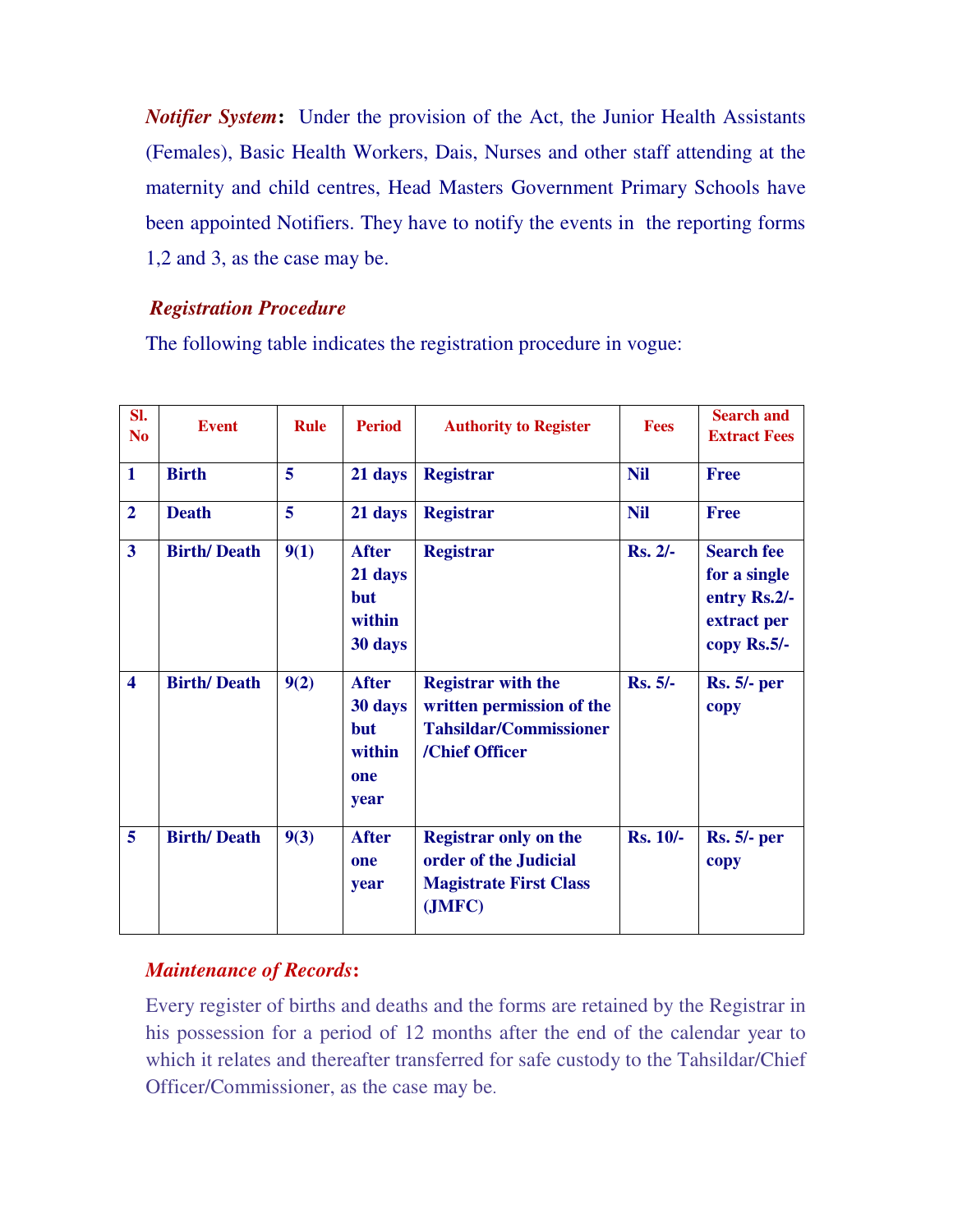***Notifier System*:** Under the provision of the Act, the Junior Health Assistants (Females), Basic Health Workers, Dais, Nurses and other staff attending at the maternity and child centres, Head Masters Government Primary Schools have been appointed Notifiers. They have to notify the events in the reporting forms 1,2 and 3, as the case may be.

***Registration Procedure***

The following table indicates the registration procedure in vogue:

| Sl. No | Event | Rule | Period | Authority to Register | Fees | Search and Extract Fees |
|---|---|---|---|---|---|---|
| **1** | **Birth** | **5** | **21 days** | **Registrar** | **Nil** | **Free** |
| **2** | **Death** | **5** | **21 days** | **Registrar** | **Nil** | **Free** |
| **3** | **Birth/ Death** | **9(1)** | **After 21 days but within 30 days** | **Registrar** | **Rs. 2/-** | **Search fee for a single entry Rs.2/- extract per copy Rs.5/-** |
| **4** | **Birth/ Death** | **9(2)** | **After 30 days but within one year** | **Registrar with the written permission of the Tahsildar/Commissioner /Chief Officer** | **Rs. 5/-** | **Rs. 5/- per copy** |
| **5** | **Birth/ Death** | **9(3)** | **After one year** | **Registrar only on the order of the Judicial Magistrate First Class (JMFC)** | **Rs. 10/-** | **Rs. 5/- per copy** |

***Maintenance of Records*:**

Every register of births and deaths and the forms are retained by the Registrar in his possession for a period of 12 months after the end of the calendar year to which it relates and thereafter transferred for safe custody to the Tahsildar/Chief Officer/Commissioner, as the case may be.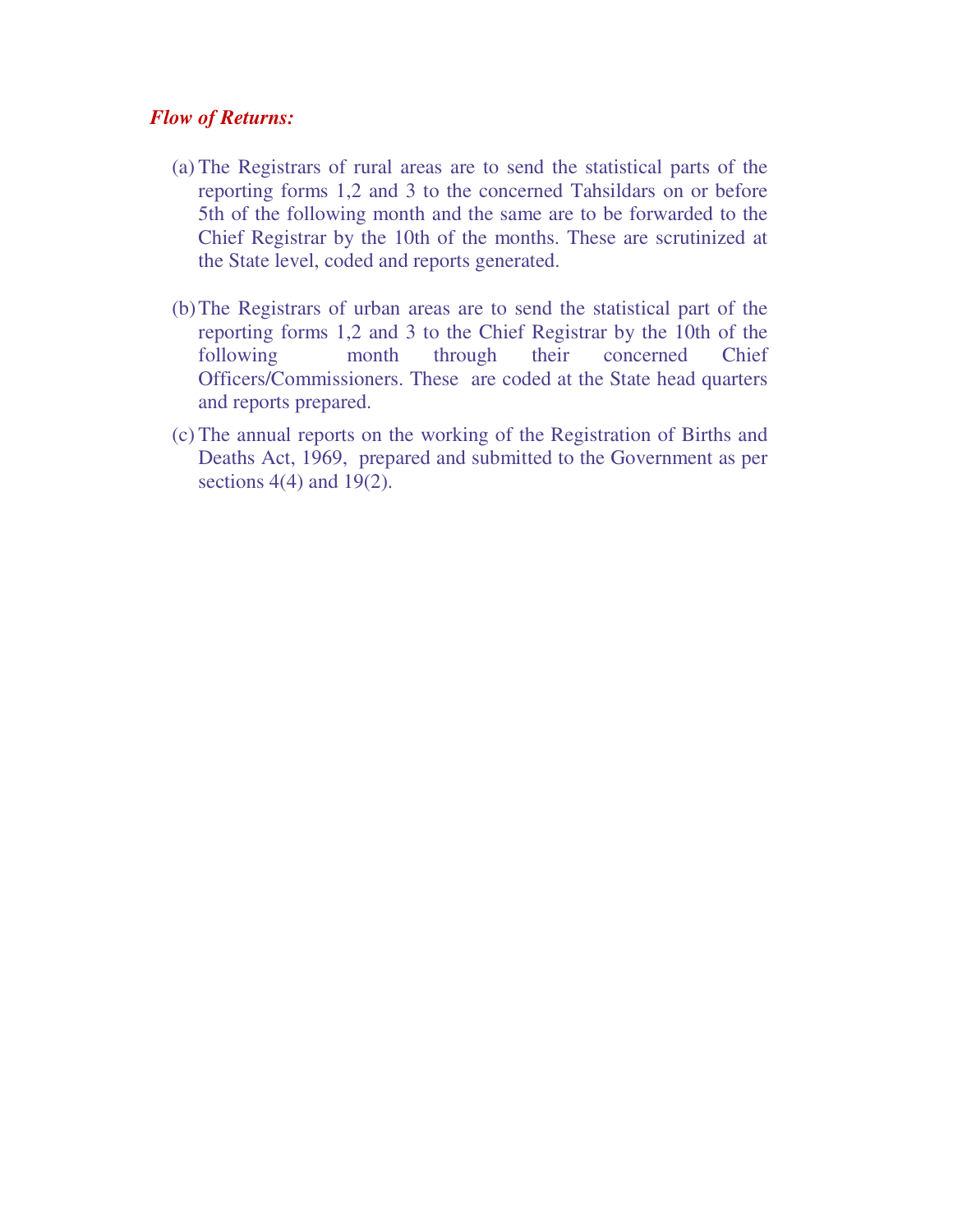***Flow of Returns:***

(a) The Registrars of rural areas are to send the statistical parts of the reporting forms 1,2 and 3 to the concerned Tahsildars on or before 5th of the following month and the same are to be forwarded to the Chief Registrar by the 10th of the months. These are scrutinized at the State level, coded and reports generated.

(b) The Registrars of urban areas are to send the statistical part of the reporting forms 1,2 and 3 to the Chief Registrar by the 10th of the following month through their concerned Chief Officers/Commissioners. These are coded at the State head quarters and reports prepared.

(c) The annual reports on the working of the Registration of Births and Deaths Act, 1969, prepared and submitted to the Government as per sections 4(4) and 19(2).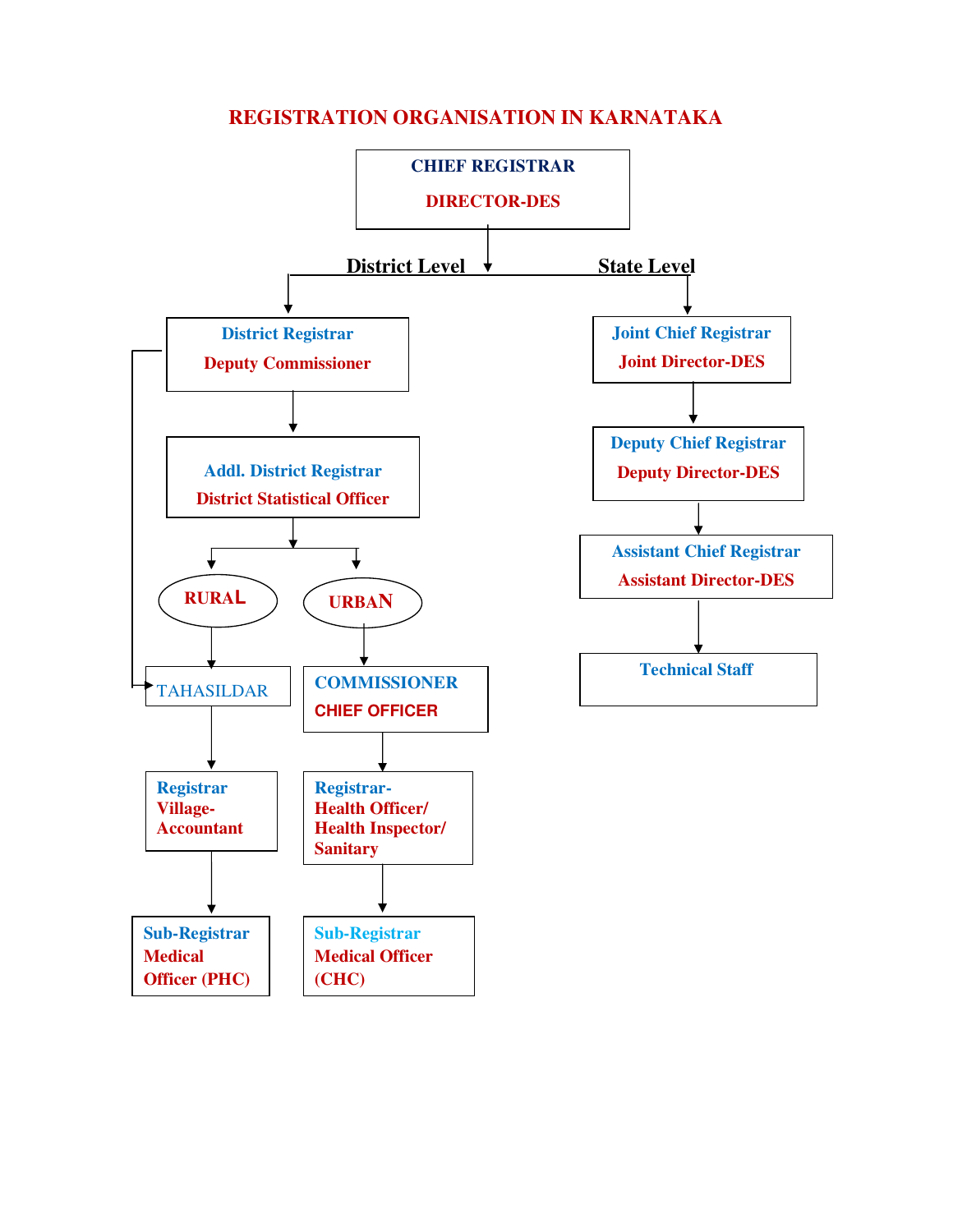# REGISTRATION ORGANISATION IN KARNATAKA

**CHIEF REGISTRAR**
**DIRECTOR-DES**

## District Level

- **District Registrar** – **Deputy Commissioner**
  - **Addl. District Registrar** – **District Statistical Officer**
    - **RURAL**
      - TAHASILDAR
        - **Registrar** – **Village-Accountant**
          - **Sub-Registrar** – **Medical Officer (PHC)**
    - **URBAN**
      - **COMMISSIONER** – **CHIEF OFFICER**
        - **Registrar-** **Health Officer/ Health Inspector/ Sanitary**
          - **Sub-Registrar** – **Medical Officer (CHC)**
  - TAHASILDAR

## State Level

- **Joint Chief Registrar** – **Joint Director-DES**
  - **Deputy Chief Registrar** – **Deputy Director-DES**
    - **Assistant Chief Registrar** – **Assistant Director-DES**
      - **Technical Staff**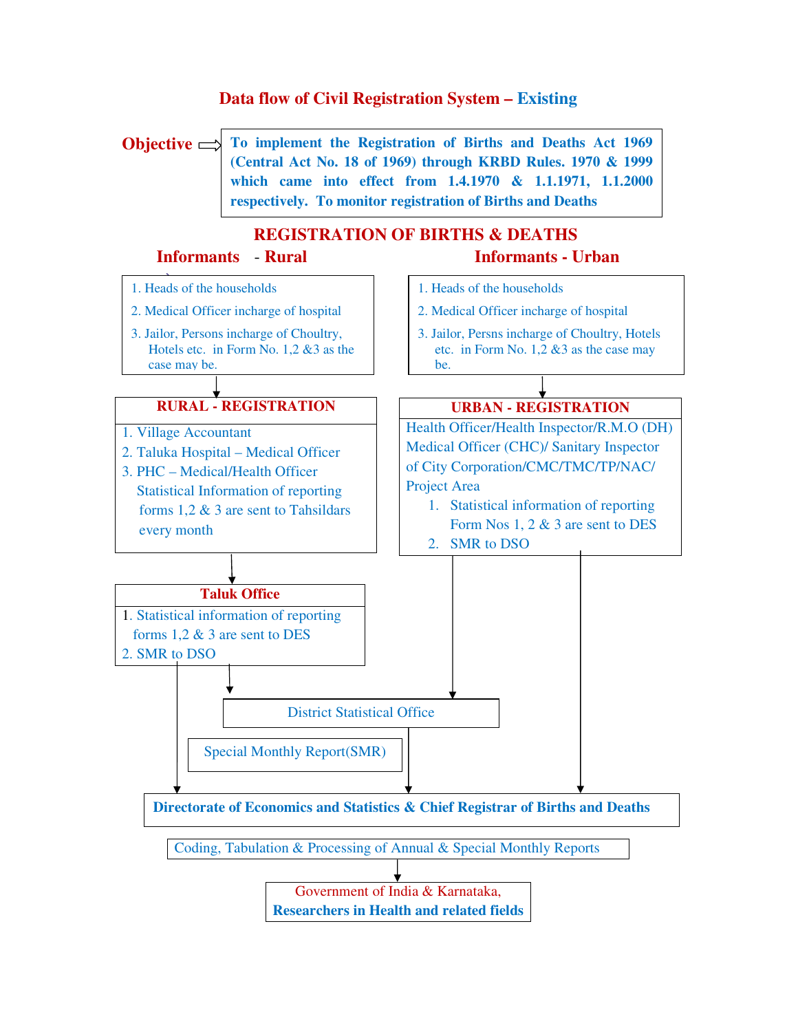# Data flow of Civil Registration System – Existing

**Objective** ⇨ **To implement the Registration of Births and Deaths Act 1969 (Central Act No. 18 of 1969) through KRBD Rules. 1970 & 1999 which came into effect from 1.4.1970 & 1.1.1971, 1.1.2000 respectively. To monitor registration of Births and Deaths**

## REGISTRATION OF BIRTHS & DEATHS

### Informants - Rural

1. Heads of the households
2. Medical Officer incharge of hospital
3. Jailor, Persons incharge of Choultry, Hotels etc. in Form No. 1,2 &3 as the case may be.

### Informants - Urban

1. Heads of the households
2. Medical Officer incharge of hospital
3. Jailor, Persns incharge of Choultry, Hotels etc. in Form No. 1,2 &3 as the case may be.

### RURAL - REGISTRATION

1. Village Accountant
2. Taluka Hospital – Medical Officer
3. PHC – Medical/Health Officer
   Statistical Information of reporting forms 1,2 & 3 are sent to Tahsildars every month

### URBAN - REGISTRATION

Health Officer/Health Inspector/R.M.O (DH) Medical Officer (CHC)/ Sanitary Inspector of City Corporation/CMC/TMC/TP/NAC/ Project Area

1. Statistical information of reporting Form Nos 1, 2 & 3 are sent to DES
2. SMR to DSO

### Taluk Office

1. Statistical information of reporting forms 1,2 & 3 are sent to DES
2. SMR to DSO

District Statistical Office

Special Monthly Report(SMR)

**Directorate of Economics and Statistics & Chief Registrar of Births and Deaths**

Coding, Tabulation & Processing of Annual & Special Monthly Reports

Government of India & Karnataka,
**Researchers in Health and related fields**